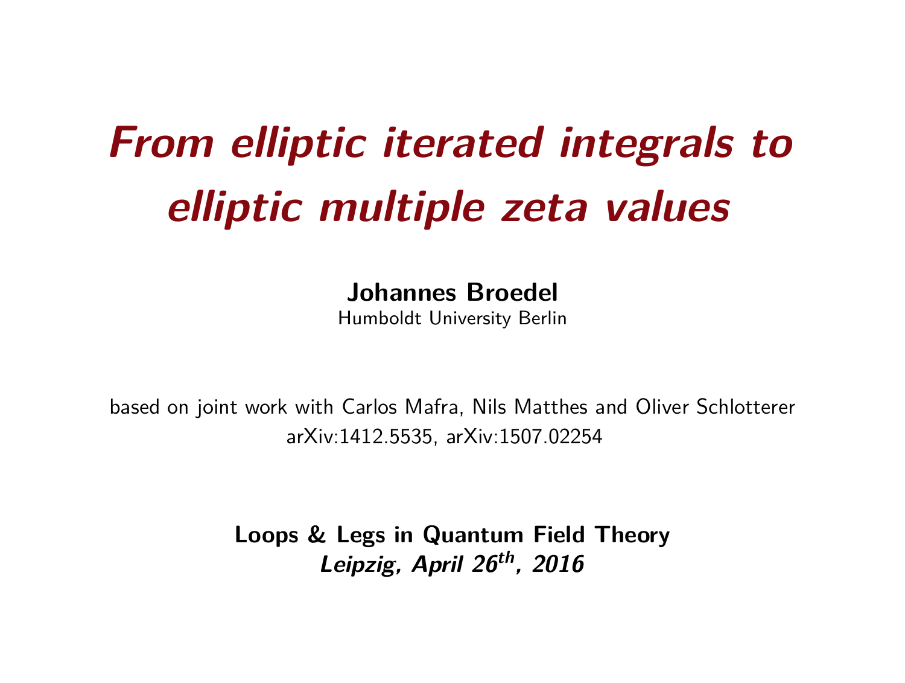# *From elliptic iterated integrals to elliptic multiple zeta values*

**Johannes Broedel**
Humboldt University Berlin

based on joint work with Carlos Mafra, Nils Matthes and Oliver Schlotterer
arXiv:1412.5535, arXiv:1507.02254

**Loops & Legs in Quantum Field Theory**
***Leipzig, April 26$^{th}$, 2016***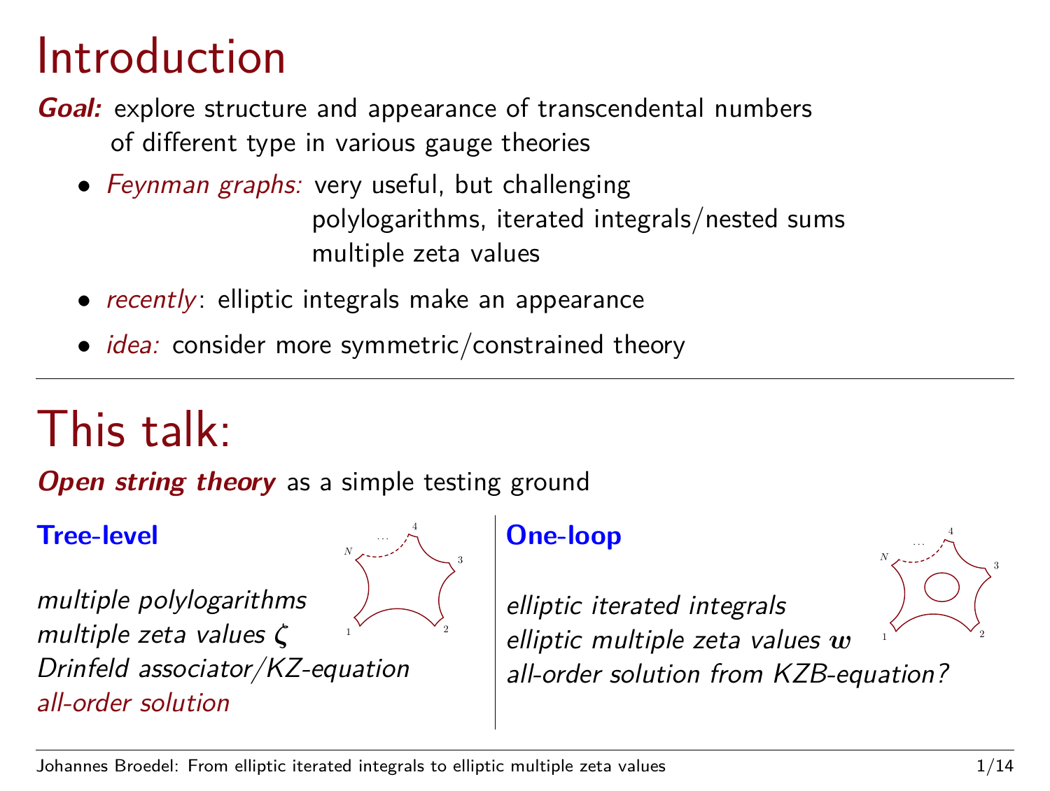# Introduction

***Goal:*** explore structure and appearance of transcendental numbers of different type in various gauge theories

- *Feynman graphs:* very useful, but challenging
  polylogarithms, iterated integrals/nested sums
  multiple zeta values
- *recently*: elliptic integrals make an appearance
- *idea:* consider more symmetric/constrained theory

# This talk:

***Open string theory*** as a simple testing ground

**Tree-level**

*multiple polylogarithms*
*multiple zeta values* $\boldsymbol{\zeta}$
*Drinfeld associator/KZ-equation*
*all-order solution*

**One-loop**

*elliptic iterated integrals*
*elliptic multiple zeta values* $\boldsymbol{w}$
*all-order solution from KZB-equation?*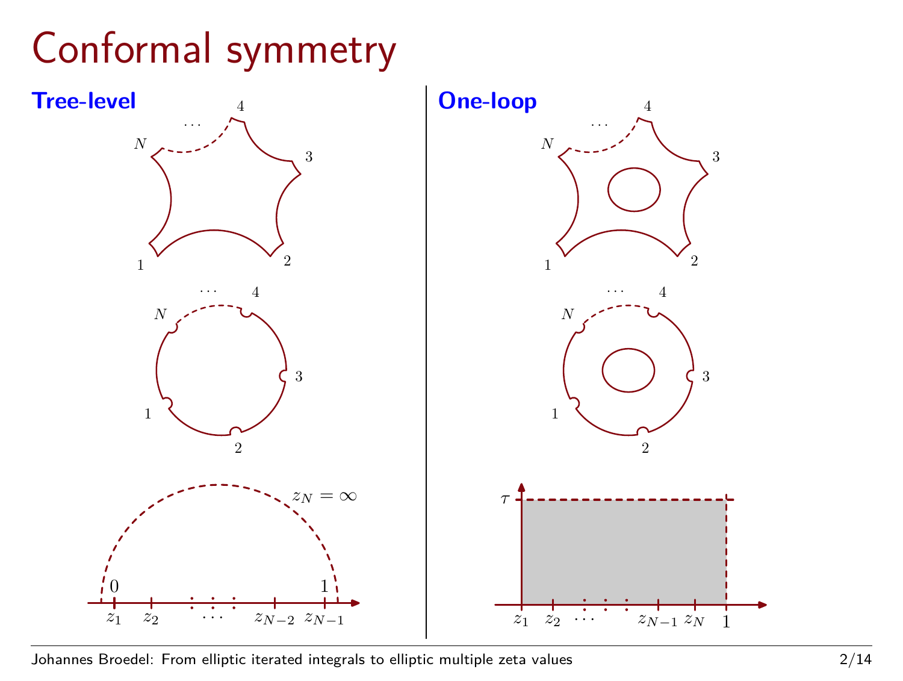# Conformal symmetry

**Tree-level**

$N$ $\cdots$ $4$

$3$

$1$ $2$

$N$ $\cdots$ $4$

$3$

$1$ $2$

$z_N = \infty$

$0$ $1$

$z_1$ $z_2$ $\cdots$ $z_{N-2}$ $z_{N-1}$

**One-loop**

$N$ $\cdots$ $4$

$3$

$1$ $2$

$N$ $\cdots$ $4$

$3$

$1$ $2$

$\tau$

$z_1$ $z_2$ $\cdots$ $z_{N-1}$ $z_N$ $1$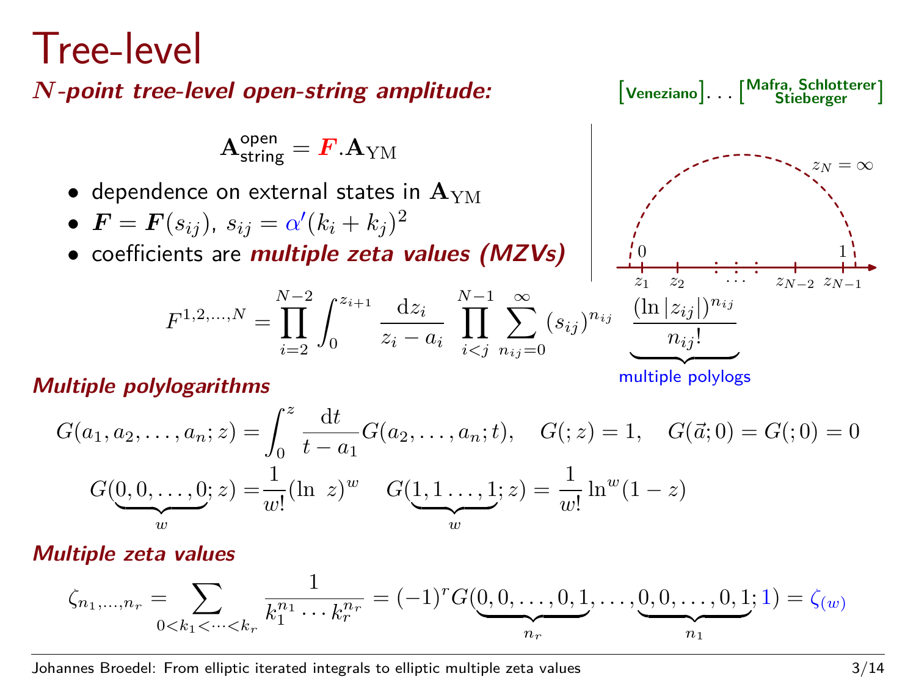# Tree-level

***N*-point tree-level open-string amplitude:** [Veneziano]... [Mafra, Schlotterer Stieberger]

$$\mathbf{A}^{\text{open}}_{\text{string}} = \boldsymbol{F}.\mathbf{A}_{\text{YM}}$$

- dependence on external states in $\mathbf{A}_{\text{YM}}$
- $\boldsymbol{F} = \boldsymbol{F}(s_{ij})$, $s_{ij} = \alpha'(k_i + k_j)^2$
- coefficients are ***multiple zeta values (MZVs)***

$z_N = \infty$; $0$, $1$; $z_1$, $z_2$, $\ldots$, $z_{N-2}$, $z_{N-1}$

$$F^{1,2,\ldots,N} = \prod_{i=2}^{N-2} \int_0^{z_{i+1}} \frac{\mathrm{d}z_i}{z_i - a_i} \prod_{i<j}^{N-1} \sum_{n_{ij}=0}^{\infty} (s_{ij})^{n_{ij}} \underbrace{\frac{(\ln|z_{ij}|)^{n_{ij}}}{n_{ij}!}}_{\text{multiple polylogs}}$$

***Multiple polylogarithms***

$$G(a_1, a_2, \ldots, a_n; z) = \int_0^z \frac{\mathrm{d}t}{t - a_1} G(a_2, \ldots, a_n; t), \quad G(;z) = 1, \quad G(\vec{a}; 0) = G(;0) = 0$$

$$G(\underbrace{0, 0, \ldots, 0}_{w}; z) = \frac{1}{w!}(\ln\ z)^w \quad G(\underbrace{1, 1 \ldots, 1}_{w}; z) = \frac{1}{w!}\ln^w(1-z)$$

***Multiple zeta values***

$$\zeta_{n_1,\ldots,n_r} = \sum_{0<k_1<\cdots<k_r} \frac{1}{k_1^{n_1}\cdots k_r^{n_r}} = (-1)^r G(\underbrace{0, 0, \ldots, 0, 1}_{n_r}, \ldots, \underbrace{0, 0, \ldots, 0, 1}_{n_1}; 1) = \zeta_{(w)}$$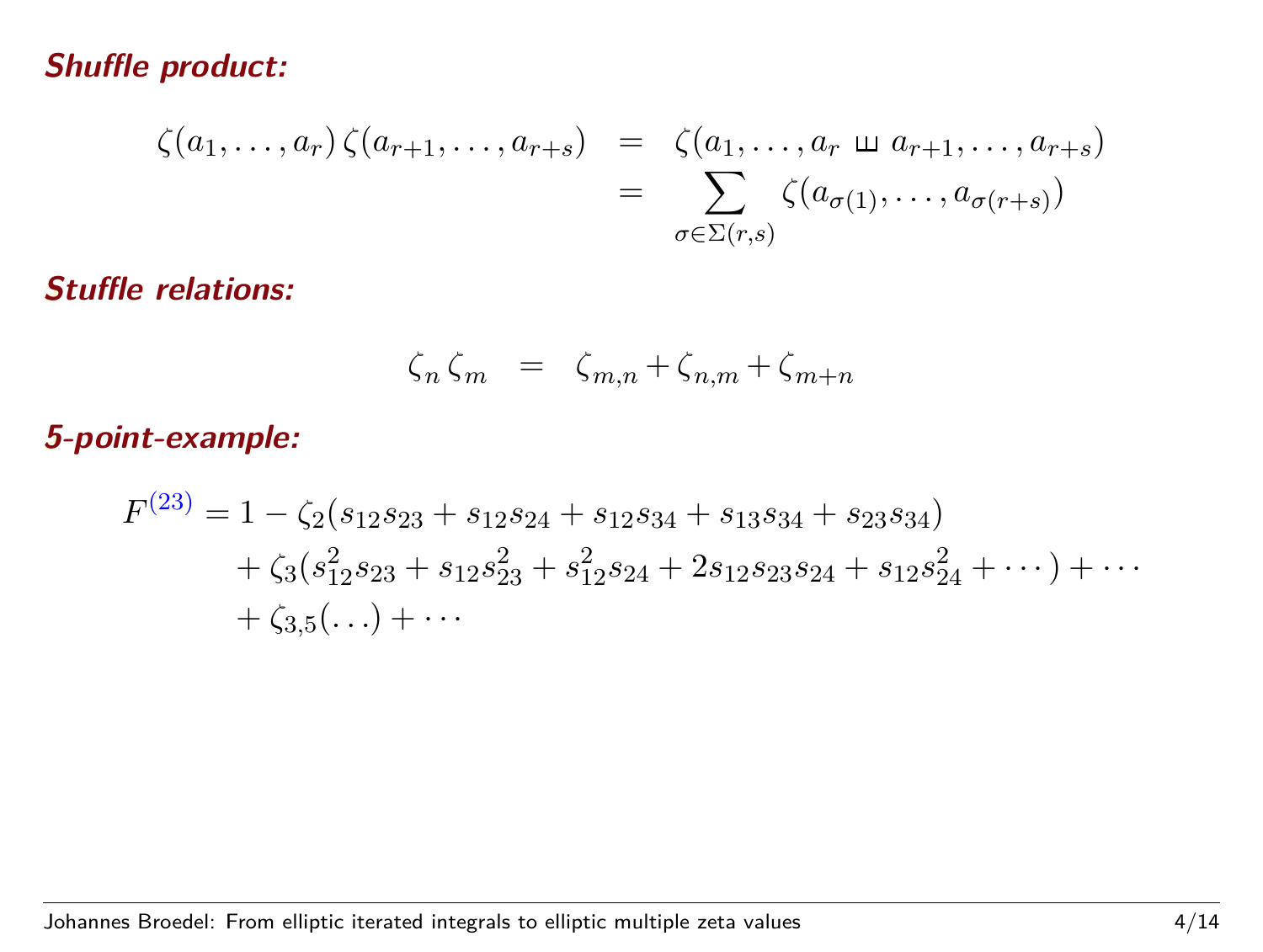***Shuffle product:***

$$
\begin{aligned}
\zeta(a_1,\ldots,a_r)\,\zeta(a_{r+1},\ldots,a_{r+s}) &= \zeta(a_1,\ldots,a_r \,ш\, a_{r+1},\ldots,a_{r+s}) \\
&= \sum_{\sigma\in\Sigma(r,s)} \zeta(a_{\sigma(1)},\ldots,a_{\sigma(r+s)})
\end{aligned}
$$

***Stuffle relations:***

$$
\zeta_n\,\zeta_m = \zeta_{m,n} + \zeta_{n,m} + \zeta_{m+n}
$$

***5-point-example:***

$$
\begin{aligned}
F^{(23)} = 1 &- \zeta_2(s_{12}s_{23} + s_{12}s_{24} + s_{12}s_{34} + s_{13}s_{34} + s_{23}s_{34}) \\
&+ \zeta_3(s_{12}^2 s_{23} + s_{12}s_{23}^2 + s_{12}^2 s_{24} + 2s_{12}s_{23}s_{24} + s_{12}s_{24}^2 + \cdots) + \cdots \\
&+ \zeta_{3,5}(\ldots) + \cdots
\end{aligned}
$$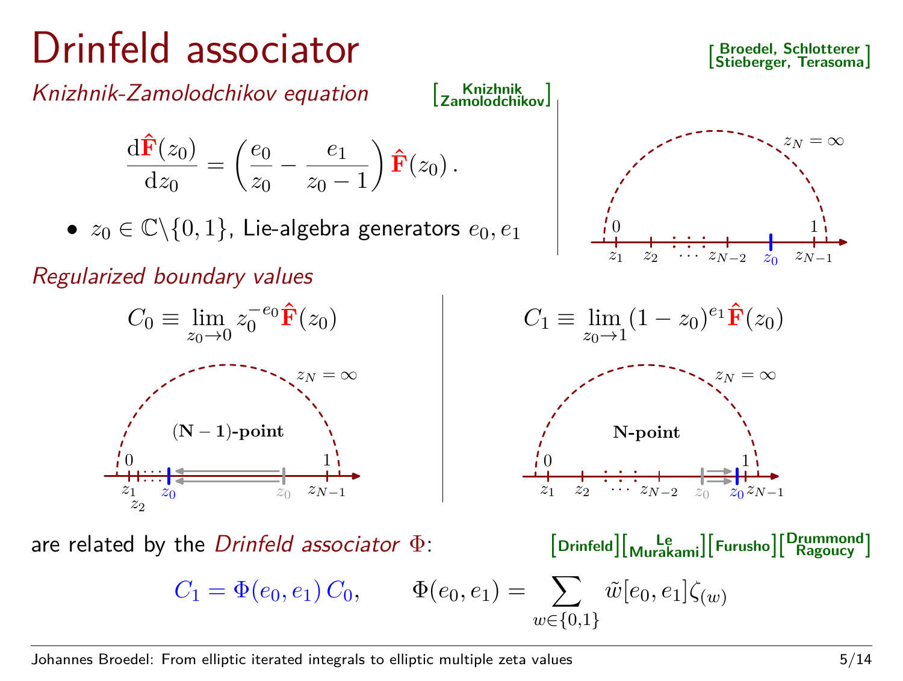# Drinfeld associator

[Broedel, Schlotterer Stieberger, Terasoma]

*Knizhnik-Zamolodchikov equation* [Knizhnik Zamolodchikov]

$$\frac{\mathrm{d}\hat{\mathbf{F}}(z_0)}{\mathrm{d}z_0} = \left(\frac{e_0}{z_0} - \frac{e_1}{z_0 - 1}\right)\hat{\mathbf{F}}(z_0)\,.$$

- $z_0 \in \mathbb{C}\backslash\{0,1\}$, Lie-algebra generators $e_0, e_1$

*Regularized boundary values*

$$C_0 \equiv \lim_{z_0 \to 0} z_0^{-e_0}\hat{\mathbf{F}}(z_0)$$

$$C_1 \equiv \lim_{z_0 \to 1} (1 - z_0)^{e_1}\hat{\mathbf{F}}(z_0)$$

are related by the *Drinfeld associator* $\Phi$: [Drinfeld][Le Murakami][Furusho][Drummond Ragoucy]

$$C_1 = \Phi(e_0, e_1)\, C_0, \qquad \Phi(e_0, e_1) = \sum_{w \in \{0,1\}} \tilde{w}[e_0, e_1]\zeta_{(w)}$$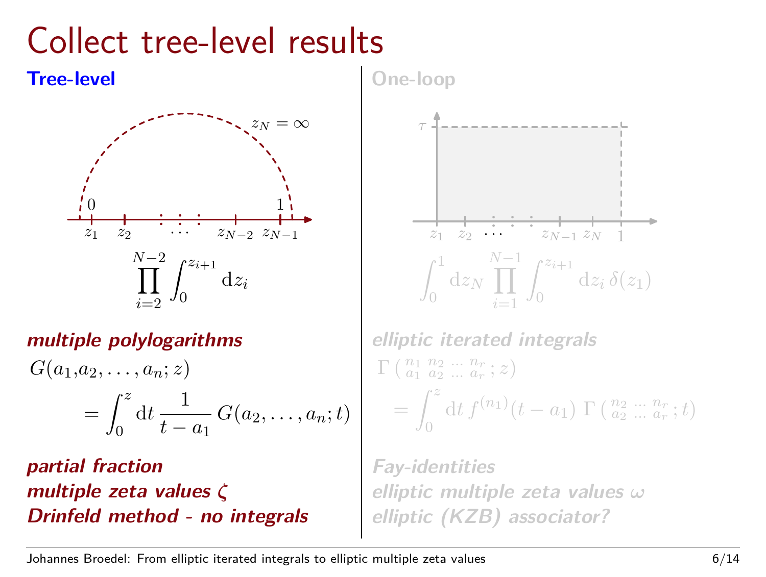# Collect tree-level results

**Tree-level**

$z_N = \infty$

$0 \quad 1$

$z_1 \quad z_2 \quad \cdots \quad z_{N-2} \quad z_{N-1}$

$$\prod_{i=2}^{N-2} \int_0^{z_{i+1}} \mathrm{d}z_i$$

***multiple polylogarithms***

$$G(a_1, a_2, \ldots, a_n; z) = \int_0^z \mathrm{d}t \, \frac{1}{t - a_1} \, G(a_2, \ldots, a_n; t)$$

***partial fraction***
***multiple zeta values $\zeta$***
***Drinfeld method - no integrals***

**One-loop**

$\tau$

$z_1 \quad z_2 \quad \cdots \quad z_{N-1} \quad z_N \quad 1$

$$\int_0^1 \mathrm{d}z_N \prod_{i=1}^{N-1} \int_0^{z_{i+1}} \mathrm{d}z_i \, \delta(z_1)$$

***elliptic iterated integrals***

$$\Gamma\left(\begin{smallmatrix} n_1 & n_2 & \ldots & n_r \\ a_1 & a_2 & \ldots & a_r \end{smallmatrix}; z\right) = \int_0^z \mathrm{d}t \, f^{(n_1)}(t - a_1) \, \Gamma\left(\begin{smallmatrix} n_2 & \ldots & n_r \\ a_2 & \ldots & a_r \end{smallmatrix}; t\right)$$

***Fay-identities***
***elliptic multiple zeta values $\omega$***
***elliptic (KZB) associator?***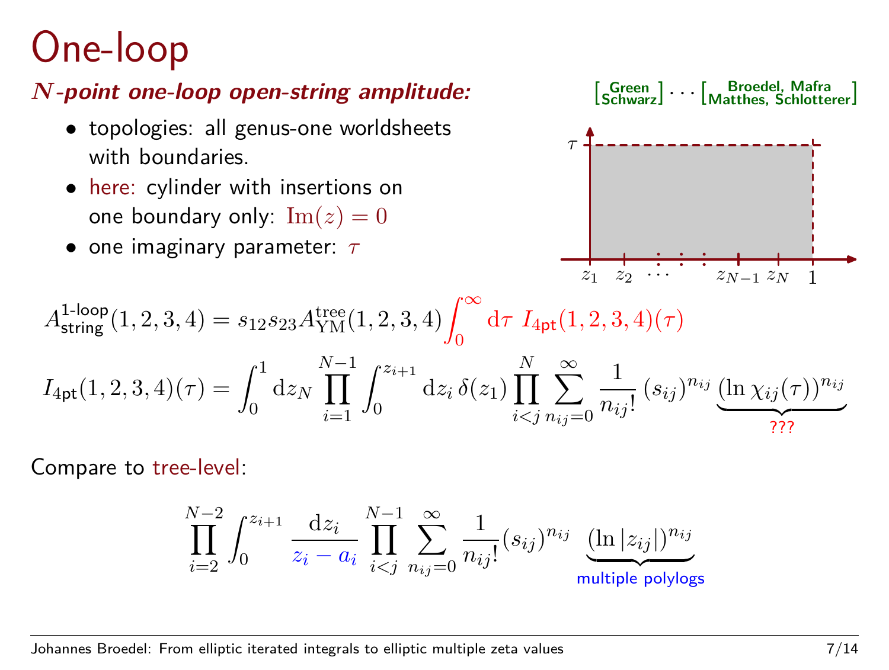# One-loop

***N*-point one-loop open-string amplitude:**

[Green Schwarz] · · · [Broedel, Mafra Matthes, Schlotterer]

- topologies: all genus-one worldsheets with boundaries.
- here: cylinder with insertions on one boundary only: $\mathrm{Im}(z) = 0$
- one imaginary parameter: $\tau$

$$A^{\text{1-loop}}_{\text{string}}(1,2,3,4) = s_{12}s_{23}A^{\text{tree}}_{\text{YM}}(1,2,3,4)\int_0^\infty \mathrm{d}\tau\; I_{4\text{pt}}(1,2,3,4)(\tau)$$

$$I_{4\text{pt}}(1,2,3,4)(\tau) = \int_0^1 \mathrm{d}z_N \prod_{i=1}^{N-1}\int_0^{z_{i+1}} \mathrm{d}z_i\,\delta(z_1)\prod_{i<j}^{N}\sum_{n_{ij}=0}^{\infty}\frac{1}{n_{ij}!}\,(s_{ij})^{n_{ij}}\,\underbrace{(\ln\chi_{ij}(\tau))^{n_{ij}}}_{???}$$

Compare to tree-level:

$$\prod_{i=2}^{N-2}\int_0^{z_{i+1}}\frac{\mathrm{d}z_i}{z_i - a_i}\prod_{i<j}^{N-1}\sum_{n_{ij}=0}^{\infty}\frac{1}{n_{ij}!}(s_{ij})^{n_{ij}}\;\underbrace{(\ln|z_{ij}|)^{n_{ij}}}_{\text{multiple polylogs}}$$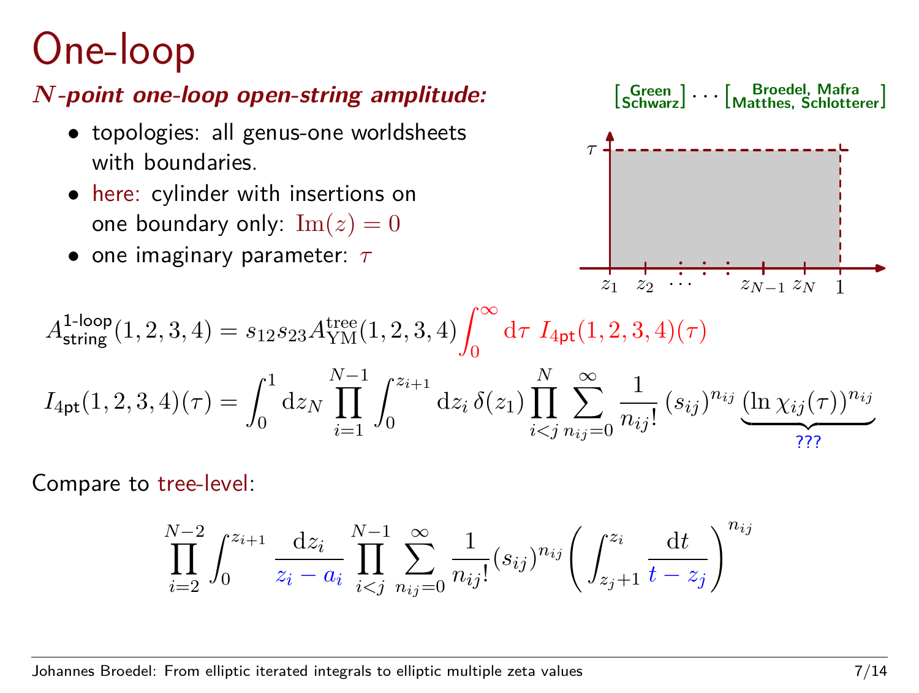# One-loop

***N*-point one-loop open-string amplitude:**

[Green Schwarz] ⋯ [Broedel, Mafra Matthes, Schlotterer]

- topologies: all genus-one worldsheets with boundaries.
- here: cylinder with insertions on one boundary only: $\mathrm{Im}(z)=0$
- one imaginary parameter: $\tau$

$$A^{\text{1-loop}}_{\text{string}}(1,2,3,4) = s_{12}s_{23}A^{\text{tree}}_{\text{YM}}(1,2,3,4)\int_0^\infty \mathrm{d}\tau\; I_{\text{4pt}}(1,2,3,4)(\tau)$$

$$I_{\text{4pt}}(1,2,3,4)(\tau) = \int_0^1 \mathrm{d}z_N \prod_{i=1}^{N-1}\int_0^{z_{i+1}} \mathrm{d}z_i\,\delta(z_1)\prod_{i<j}^{N}\sum_{n_{ij}=0}^{\infty}\frac{1}{n_{ij}!}\,(s_{ij})^{n_{ij}}\,\underbrace{(\ln\chi_{ij}(\tau))^{n_{ij}}}_{???}$$

Compare to tree-level:

$$\prod_{i=2}^{N-2}\int_0^{z_{i+1}}\frac{\mathrm{d}z_i}{z_i-a_i}\prod_{i<j}^{N-1}\sum_{n_{ij}=0}^{\infty}\frac{1}{n_{ij}!}(s_{ij})^{n_{ij}}\left(\int_{z_j+1}^{z_i}\frac{\mathrm{d}t}{t-z_j}\right)^{n_{ij}}$$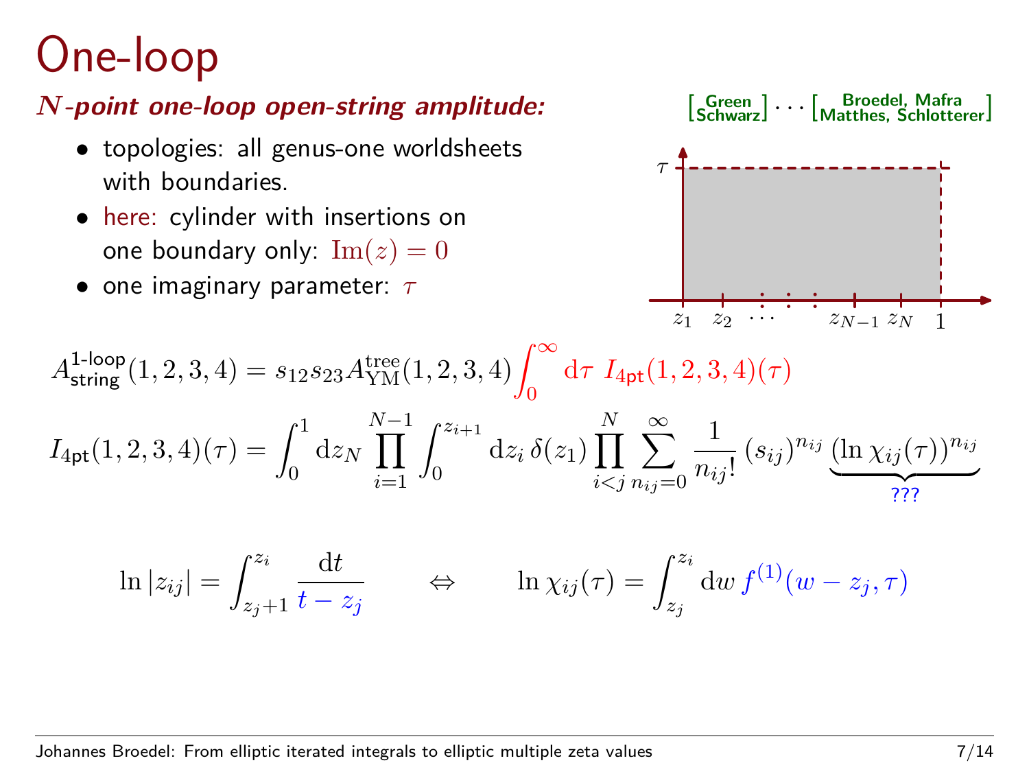# One-loop

***N*-point one-loop open-string amplitude:**

[Green, Schwarz] … [Broedel, Mafra, Matthes, Schlotterer]

- topologies: all genus-one worldsheets with boundaries.
- here: cylinder with insertions on one boundary only: $\mathrm{Im}(z) = 0$
- one imaginary parameter: $\tau$

$$A^{\text{1-loop}}_{\text{string}}(1,2,3,4) = s_{12}s_{23}A^{\text{tree}}_{\text{YM}}(1,2,3,4)\int_0^\infty \mathrm{d}\tau \; I_{\text{4pt}}(1,2,3,4)(\tau)$$

$$I_{\text{4pt}}(1,2,3,4)(\tau) = \int_0^1 \mathrm{d}z_N \prod_{i=1}^{N-1}\int_0^{z_{i+1}} \mathrm{d}z_i \,\delta(z_1)\prod_{i<j}^{N}\sum_{n_{ij}=0}^{\infty}\frac{1}{n_{ij}!}\,(s_{ij})^{n_{ij}}\,\underbrace{(\ln\chi_{ij}(\tau))^{n_{ij}}}_{???}$$

$$\ln|z_{ij}| = \int_{z_j+1}^{z_i}\frac{\mathrm{d}t}{t-z_j} \qquad \Leftrightarrow \qquad \ln\chi_{ij}(\tau) = \int_{z_j}^{z_i}\mathrm{d}w\, f^{(1)}(w-z_j,\tau)$$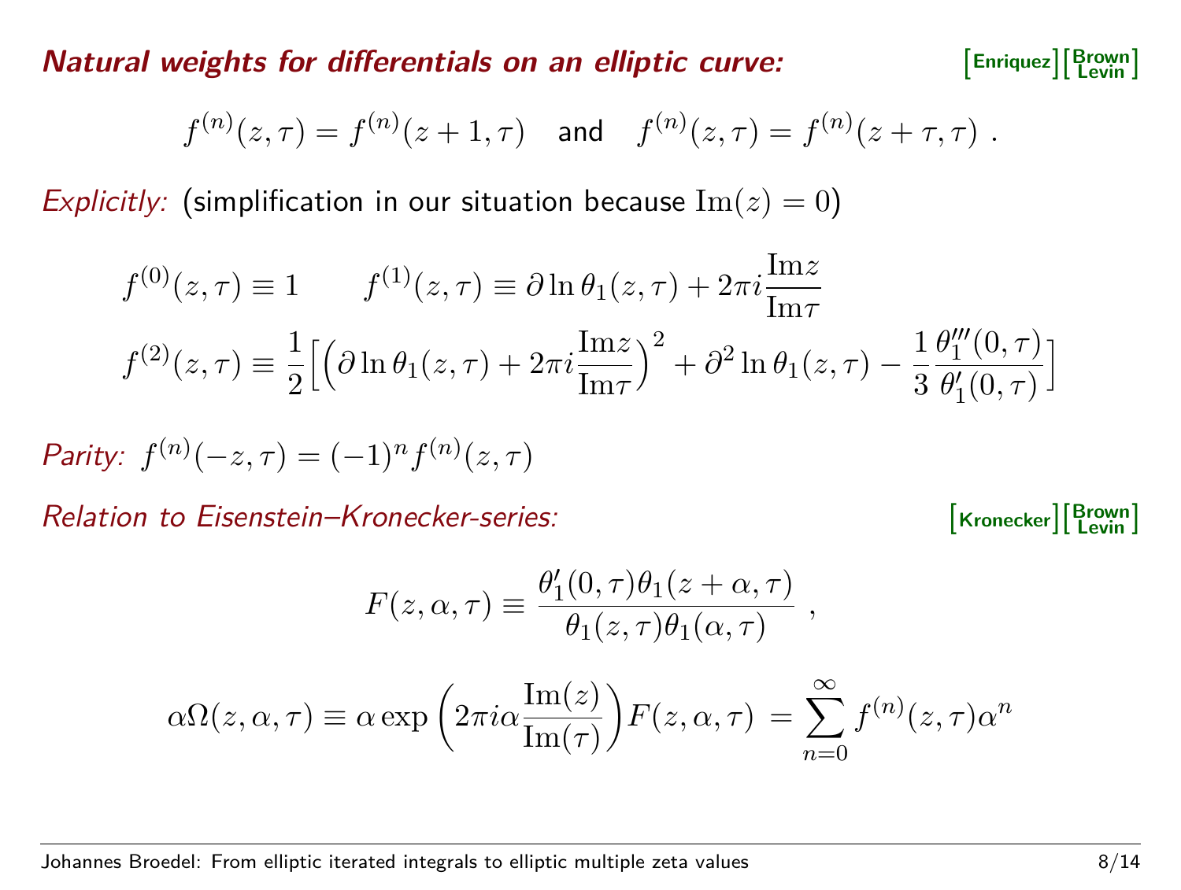## *Natural weights for differentials on an elliptic curve:*

[Enriquez][Brown Levin]

$$f^{(n)}(z,\tau) = f^{(n)}(z+1,\tau) \quad \text{and} \quad f^{(n)}(z,\tau) = f^{(n)}(z+\tau,\tau) \ .$$

*Explicitly:* (simplification in our situation because $\mathrm{Im}(z) = 0$)

$$f^{(0)}(z,\tau) \equiv 1 \qquad f^{(1)}(z,\tau) \equiv \partial \ln \theta_1(z,\tau) + 2\pi i \frac{\mathrm{Im} z}{\mathrm{Im} \tau}$$

$$f^{(2)}(z,\tau) \equiv \frac{1}{2}\Big[\Big(\partial \ln \theta_1(z,\tau) + 2\pi i \frac{\mathrm{Im} z}{\mathrm{Im} \tau}\Big)^2 + \partial^2 \ln \theta_1(z,\tau) - \frac{1}{3}\frac{\theta_1'''(0,\tau)}{\theta_1'(0,\tau)}\Big]$$

*Parity:* $f^{(n)}(-z,\tau) = (-1)^n f^{(n)}(z,\tau)$

*Relation to Eisenstein–Kronecker-series:*

[Kronecker][Brown Levin]

$$F(z,\alpha,\tau) \equiv \frac{\theta_1'(0,\tau)\theta_1(z+\alpha,\tau)}{\theta_1(z,\tau)\theta_1(\alpha,\tau)} \ ,$$

$$\alpha\Omega(z,\alpha,\tau) \equiv \alpha \exp\left(2\pi i \alpha \frac{\mathrm{Im}(z)}{\mathrm{Im}(\tau)}\right) F(z,\alpha,\tau) = \sum_{n=0}^{\infty} f^{(n)}(z,\tau)\alpha^n$$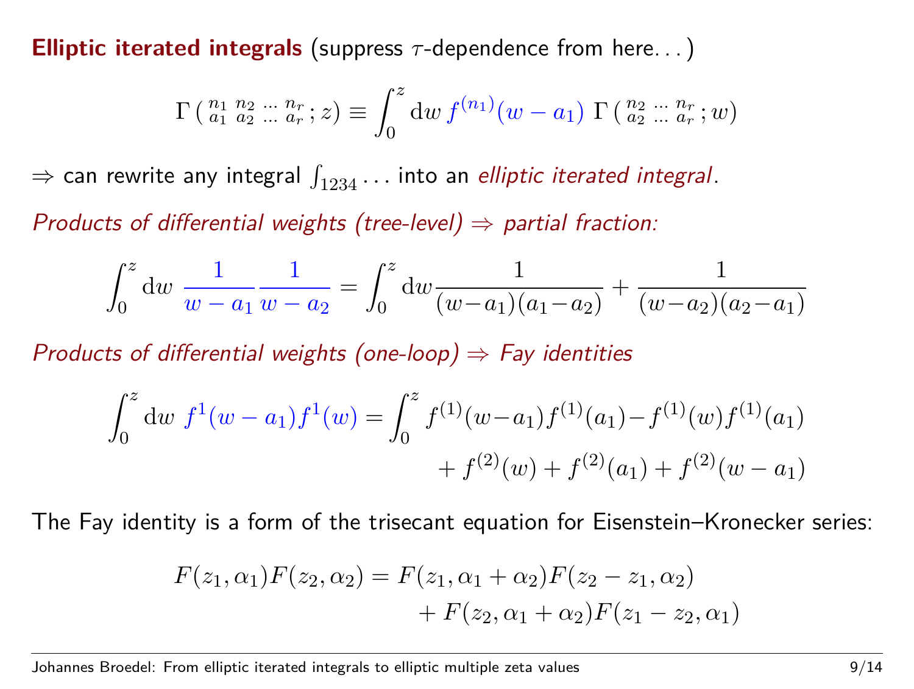**Elliptic iterated integrals** (suppress $\tau$-dependence from here...)

$$\Gamma\left( \begin{smallmatrix} n_1 & n_2 & \dots & n_r \\ a_1 & a_2 & \dots & a_r \end{smallmatrix} ; z\right) \equiv \int_0^z \mathrm{d}w \, f^{(n_1)}(w - a_1) \; \Gamma\left( \begin{smallmatrix} n_2 & \dots & n_r \\ a_2 & \dots & a_r \end{smallmatrix} ; w\right)$$

$\Rightarrow$ can rewrite any integral $\int_{1234}\dots$ into an *elliptic iterated integral*.

*Products of differential weights (tree-level) $\Rightarrow$ partial fraction:*

$$\int_0^z \mathrm{d}w \; \frac{1}{w-a_1}\frac{1}{w-a_2} = \int_0^z \mathrm{d}w \frac{1}{(w-a_1)(a_1-a_2)} + \frac{1}{(w-a_2)(a_2-a_1)}$$

*Products of differential weights (one-loop) $\Rightarrow$ Fay identities*

$$\int_0^z \mathrm{d}w \; f^1(w-a_1) f^1(w) = \int_0^z f^{(1)}(w-a_1)f^{(1)}(a_1) - f^{(1)}(w)f^{(1)}(a_1) + f^{(2)}(w) + f^{(2)}(a_1) + f^{(2)}(w-a_1)$$

The Fay identity is a form of the trisecant equation for Eisenstein–Kronecker series:

$$F(z_1,\alpha_1)F(z_2,\alpha_2) = F(z_1,\alpha_1+\alpha_2)F(z_2-z_1,\alpha_2) + F(z_2,\alpha_1+\alpha_2)F(z_1-z_2,\alpha_1)$$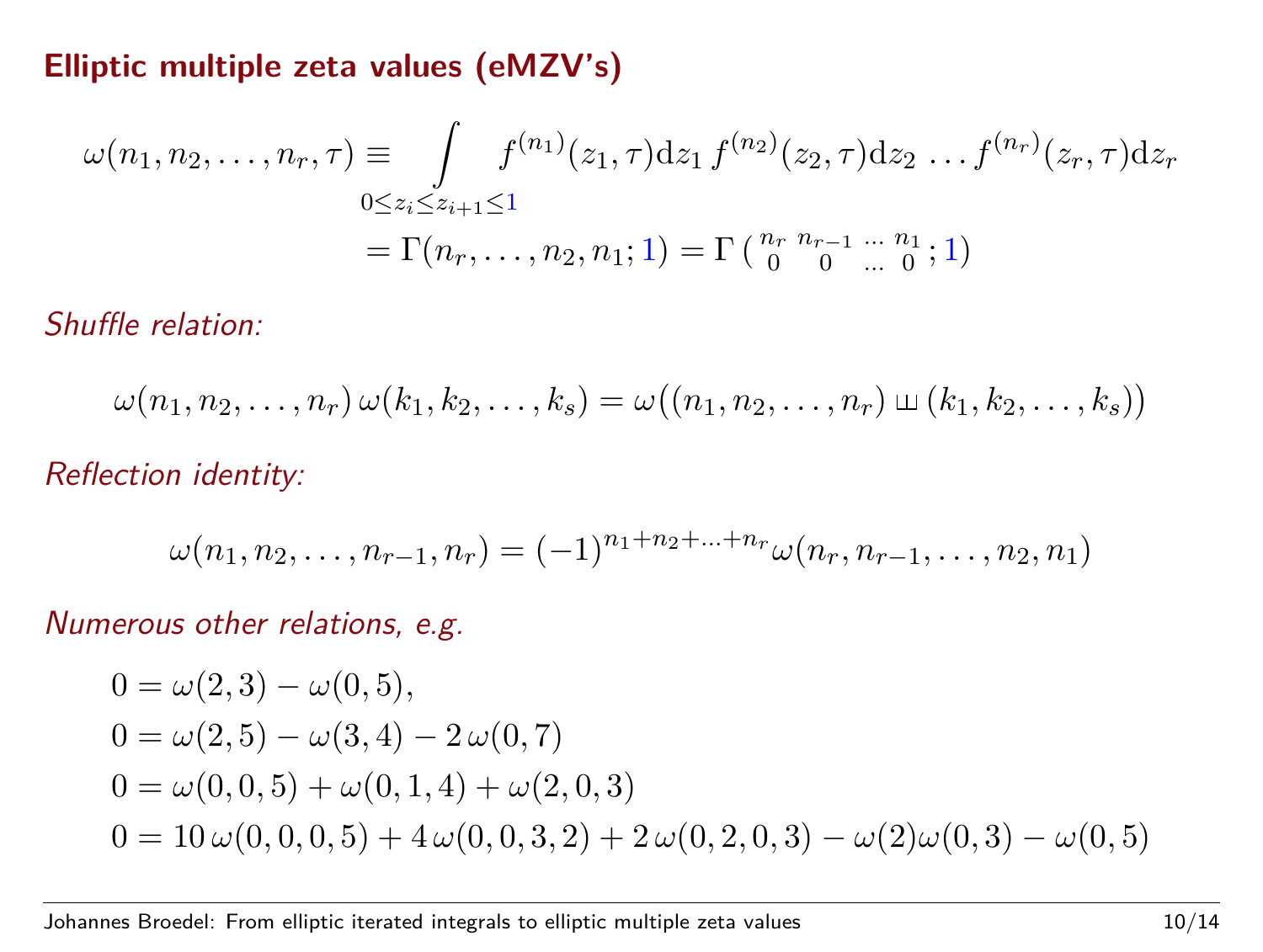## Elliptic multiple zeta values (eMZV's)

$$
\begin{aligned}
\omega(n_1, n_2, \ldots, n_r, \tau) &\equiv \int\limits_{0 \le z_i \le z_{i+1} \le 1} f^{(n_1)}(z_1, \tau)\mathrm{d}z_1\, f^{(n_2)}(z_2, \tau)\mathrm{d}z_2 \,\ldots f^{(n_r)}(z_r, \tau)\mathrm{d}z_r \\
&= \Gamma(n_r, \ldots, n_2, n_1; 1) = \Gamma\left( \begin{smallmatrix} n_r & n_{r-1} & \ldots & n_1 \\ 0 & 0 & \ldots & 0 \end{smallmatrix} ; 1 \right)
\end{aligned}
$$

*Shuffle relation:*

$$
\omega(n_1, n_2, \ldots, n_r)\, \omega(k_1, k_2, \ldots, k_s) = \omega\big((n_1, n_2, \ldots, n_r) \sqcup\!\sqcup (k_1, k_2, \ldots, k_s)\big)
$$

*Reflection identity:*

$$
\omega(n_1, n_2, \ldots, n_{r-1}, n_r) = (-1)^{n_1 + n_2 + \ldots + n_r} \omega(n_r, n_{r-1}, \ldots, n_2, n_1)
$$

*Numerous other relations, e.g.*

$$
\begin{aligned}
0 &= \omega(2,3) - \omega(0,5), \\
0 &= \omega(2,5) - \omega(3,4) - 2\,\omega(0,7) \\
0 &= \omega(0,0,5) + \omega(0,1,4) + \omega(2,0,3) \\
0 &= 10\,\omega(0,0,0,5) + 4\,\omega(0,0,3,2) + 2\,\omega(0,2,0,3) - \omega(2)\omega(0,3) - \omega(0,5)
\end{aligned}
$$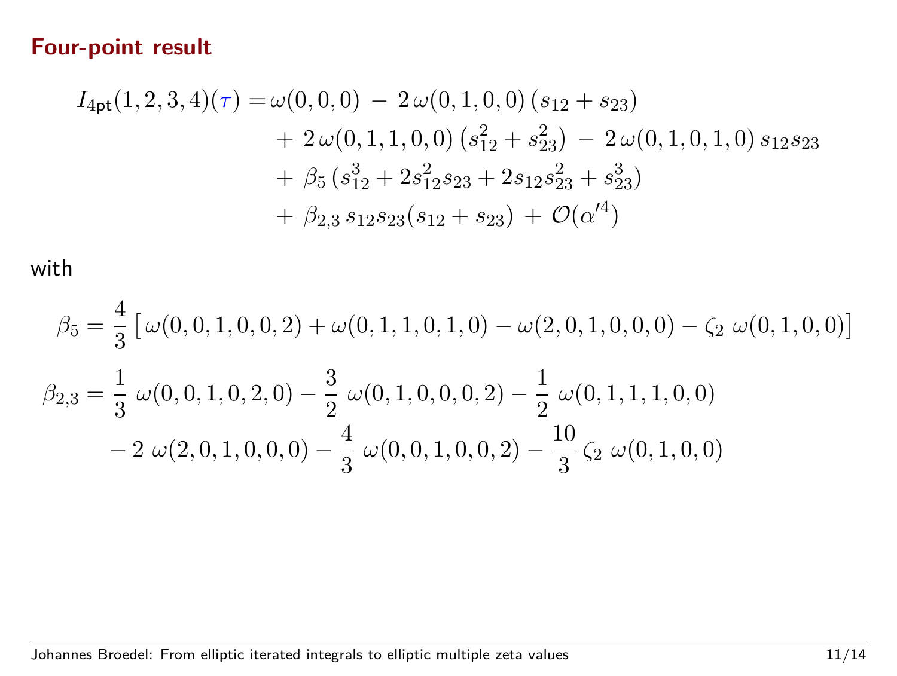## Four-point result

$$
\begin{aligned}
I_{\mathsf{4pt}}(1,2,3,4)(\tau) = \;& \omega(0,0,0) \,-\, 2\,\omega(0,1,0,0)\,(s_{12}+s_{23}) \\
& +\, 2\,\omega(0,1,1,0,0)\,(s_{12}^2+s_{23}^2) \,-\, 2\,\omega(0,1,0,1,0)\,s_{12}s_{23} \\
& +\, \beta_5\,(s_{12}^3+2s_{12}^2s_{23}+2s_{12}s_{23}^2+s_{23}^3) \\
& +\, \beta_{2,3}\,s_{12}s_{23}(s_{12}+s_{23}) \,+\, \mathcal{O}(\alpha'^4)
\end{aligned}
$$

with

$$
\beta_5 = \frac{4}{3}\left[\,\omega(0,0,1,0,0,2)+\omega(0,1,1,0,1,0)-\omega(2,0,1,0,0,0)-\zeta_2\;\omega(0,1,0,0)\right]
$$

$$
\begin{aligned}
\beta_{2,3} = \;& \frac{1}{3}\;\omega(0,0,1,0,2,0) - \frac{3}{2}\;\omega(0,1,0,0,0,2) - \frac{1}{2}\;\omega(0,1,1,1,0,0) \\
& - 2\;\omega(2,0,1,0,0,0) - \frac{4}{3}\;\omega(0,0,1,0,0,2) - \frac{10}{3}\,\zeta_2\;\omega(0,1,0,0)
\end{aligned}
$$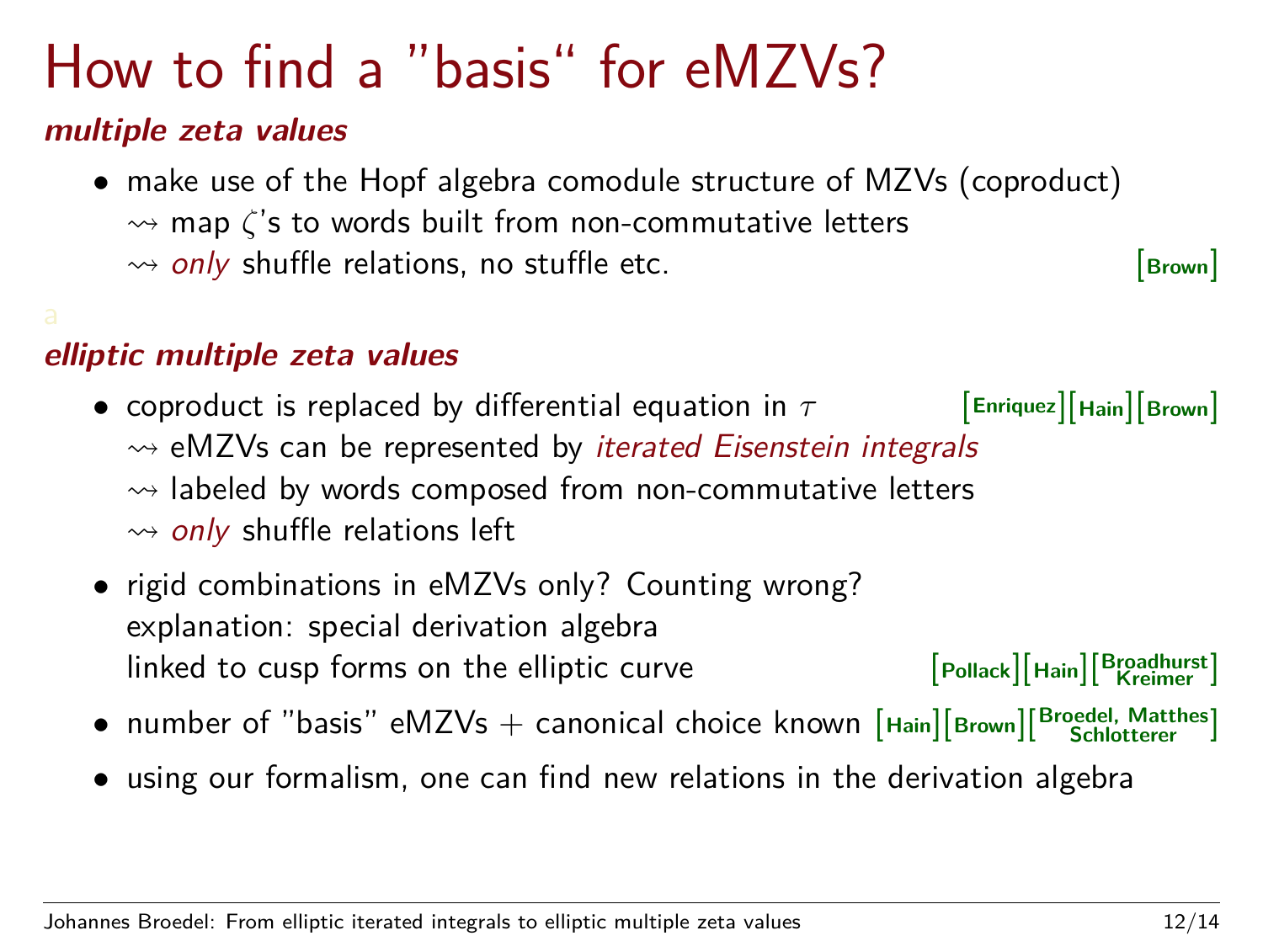# How to find a "basis" for eMZVs?

***multiple zeta values***

- make use of the Hopf algebra comodule structure of MZVs (coproduct)
  $\rightsquigarrow$ map $\zeta$'s to words built from non-commutative letters
  $\rightsquigarrow$ *only* shuffle relations, no stuffle etc. [Brown]

***elliptic multiple zeta values***

- coproduct is replaced by differential equation in $\tau$ [Enriquez][Hain][Brown]
  $\rightsquigarrow$ eMZVs can be represented by *iterated Eisenstein integrals*
  $\rightsquigarrow$ labeled by words composed from non-commutative letters
  $\rightsquigarrow$ *only* shuffle relations left
- rigid combinations in eMZVs only? Counting wrong?
  explanation: special derivation algebra
  linked to cusp forms on the elliptic curve [Pollack][Hain][Broadhurst Kreimer]
- number of "basis" eMZVs + canonical choice known [Hain][Brown][Broedel, Matthes Schlotterer]
- using our formalism, one can find new relations in the derivation algebra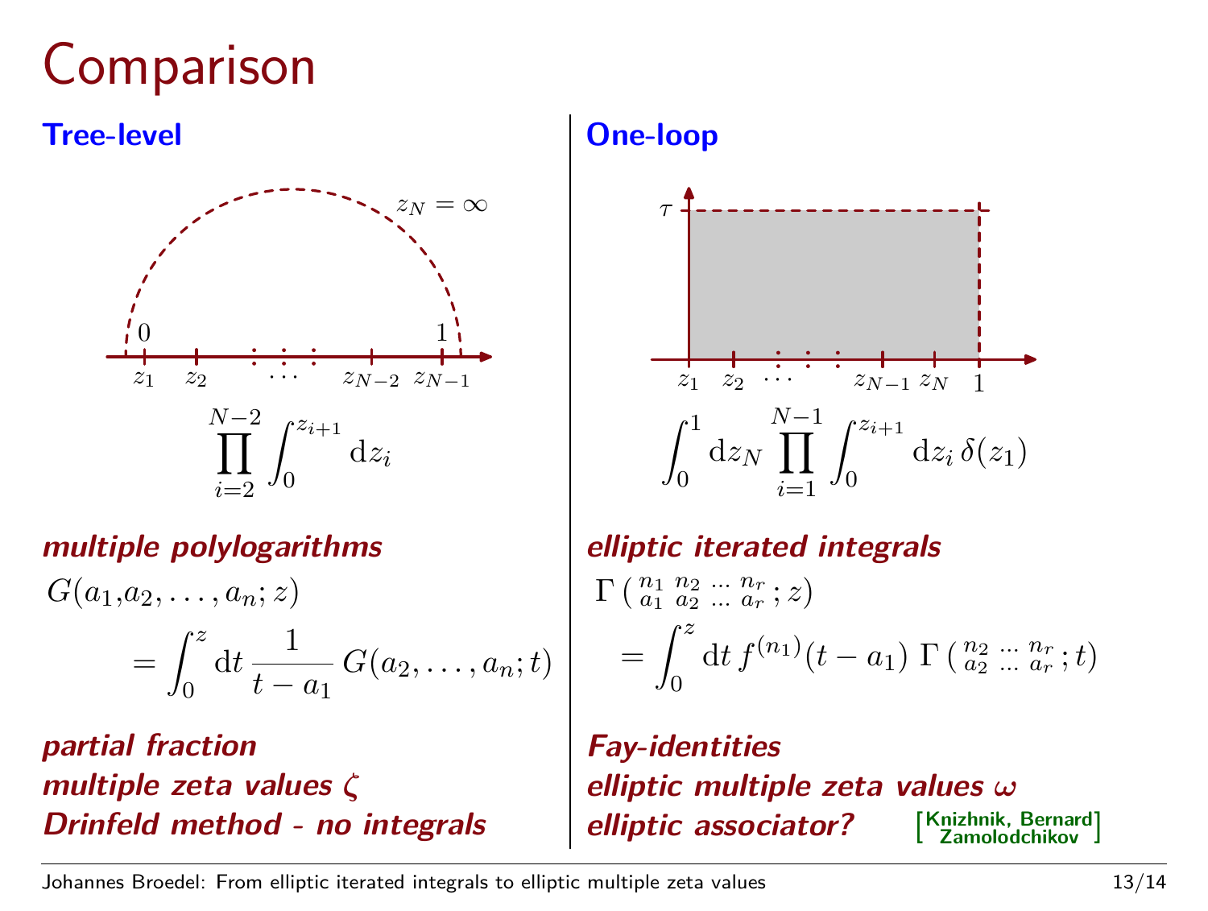# Comparison

## Tree-level

$z_N = \infty$

$0$ $\quad$ $1$

$z_1 \quad z_2 \quad \ldots \quad z_{N-2} \quad z_{N-1}$

$$\prod_{i=2}^{N-2} \int_0^{z_{i+1}} \mathrm{d}z_i$$

***multiple polylogarithms***

$$G(a_1, a_2, \ldots, a_n; z) = \int_0^z \mathrm{d}t \, \frac{1}{t - a_1} \, G(a_2, \ldots, a_n; t)$$

***partial fraction***

***multiple zeta values*** $\zeta$

***Drinfeld method - no integrals***

## One-loop

$\tau$

$z_1 \quad z_2 \quad \ldots \quad z_{N-1} \quad z_N \quad 1$

$$\int_0^1 \mathrm{d}z_N \prod_{i=1}^{N-1} \int_0^{z_{i+1}} \mathrm{d}z_i \, \delta(z_1)$$

***elliptic iterated integrals***

$$\Gamma\left( \begin{smallmatrix} n_1 & n_2 & \ldots & n_r \\ a_1 & a_2 & \ldots & a_r \end{smallmatrix} ; z \right) = \int_0^z \mathrm{d}t \, f^{(n_1)}(t - a_1) \, \Gamma\left( \begin{smallmatrix} n_2 & \ldots & n_r \\ a_2 & \ldots & a_r \end{smallmatrix} ; t \right)$$

***Fay-identities***

***elliptic multiple zeta values*** $\omega$

***elliptic associator?*** [Knizhnik, Bernard, Zamolodchikov]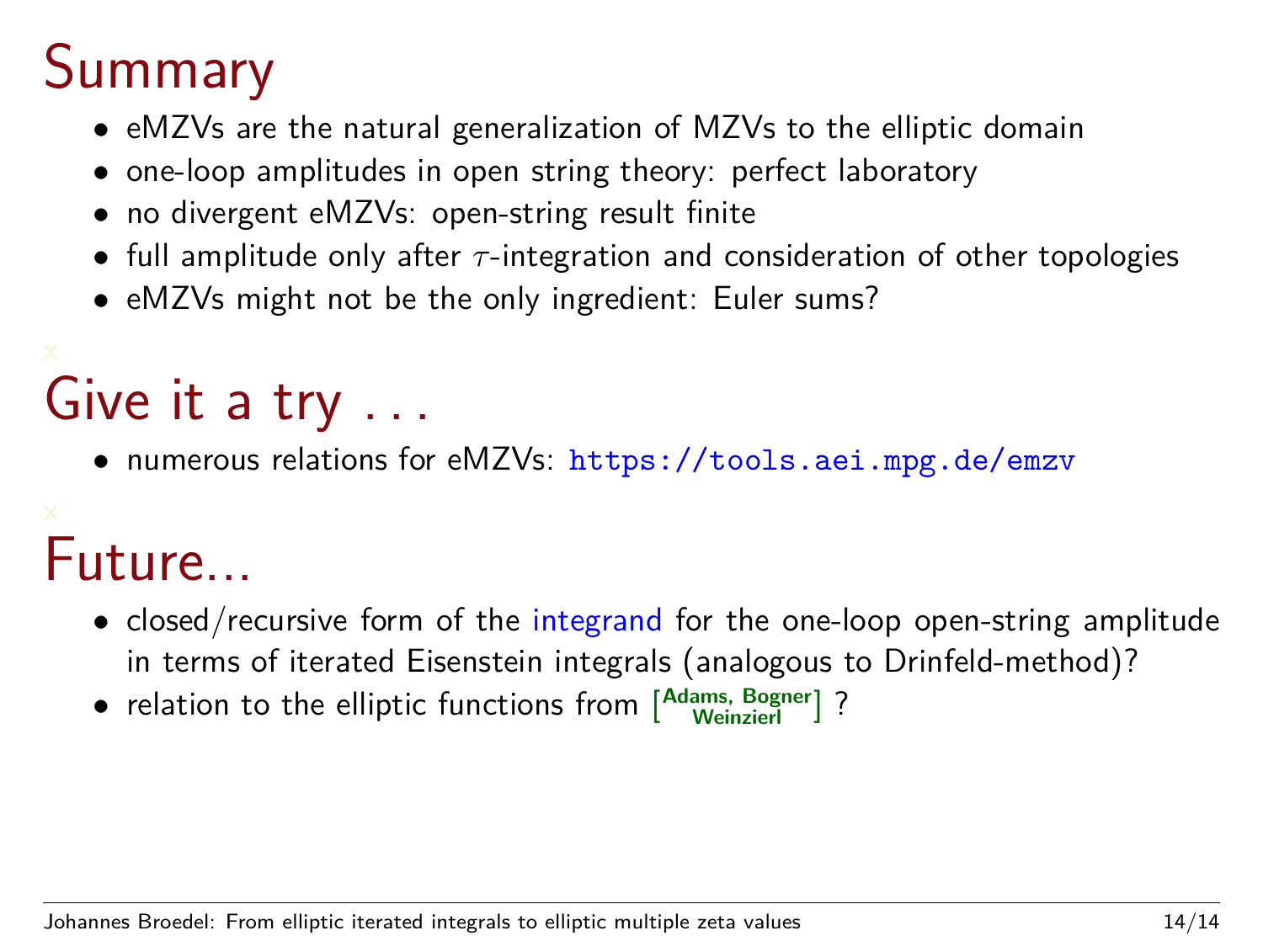# Summary

- eMZVs are the natural generalization of MZVs to the elliptic domain
- one-loop amplitudes in open string theory: perfect laboratory
- no divergent eMZVs: open-string result finite
- full amplitude only after $\tau$-integration and consideration of other topologies
- eMZVs might not be the only ingredient: Euler sums?

# Give it a try . . .

- numerous relations for eMZVs: https://tools.aei.mpg.de/emzv

# Future...

- closed/recursive form of the integrand for the one-loop open-string amplitude in terms of iterated Eisenstein integrals (analogous to Drinfeld-method)?
- relation to the elliptic functions from [Adams, Bogner, Weinzierl] ?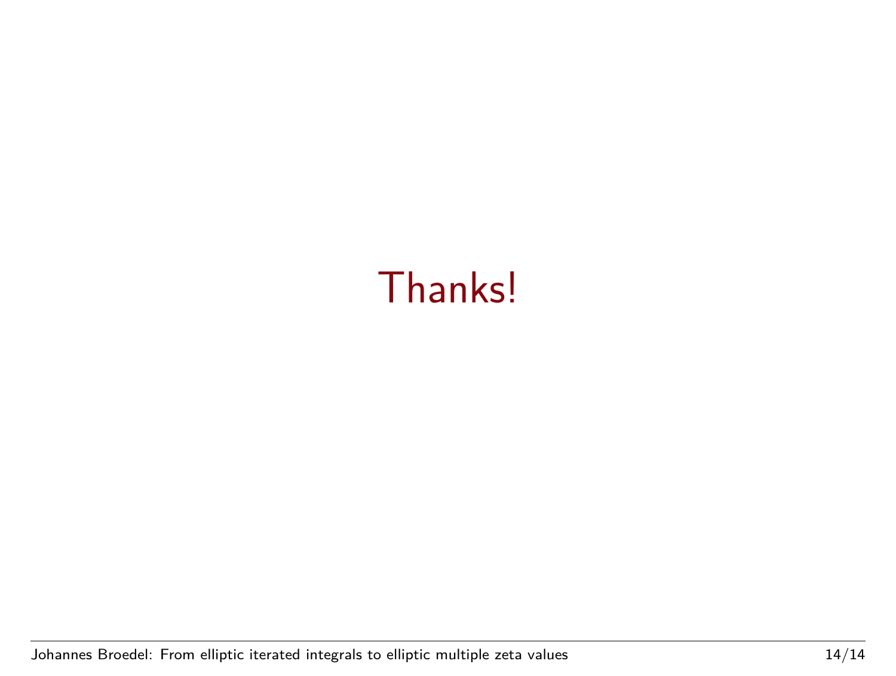Thanks!